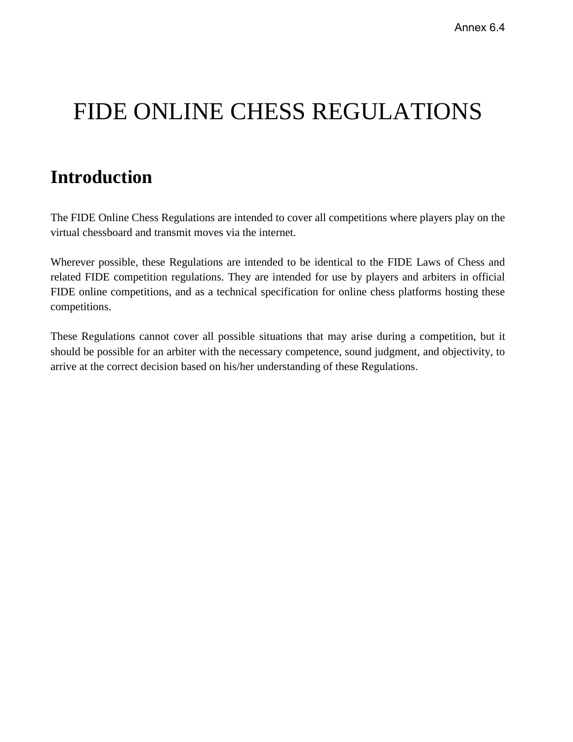Annex 6.4

# FIDE ONLINE CHESS REGULATIONS

## Introduction

The FIDE Online Chess Regulations are intended to cover all competitions where players play on the virtual chessboard and transmit moves via the internet.

Wherever possible, these Regulations are intended to be identical to the FIDE Laws of Chess and related FIDE competition regulations. They are intended for use by players and arbiters in official FIDE online competitions, and as a technical specification for online chess platforms hosting these competitions.

These Regulations cannot cover all possible situations that may arise during a competition, but it should be possible for an arbiter with the necessary competence, sound judgment, and objectivity, to arrive at the correct decision based on his/her understanding of these Regulations.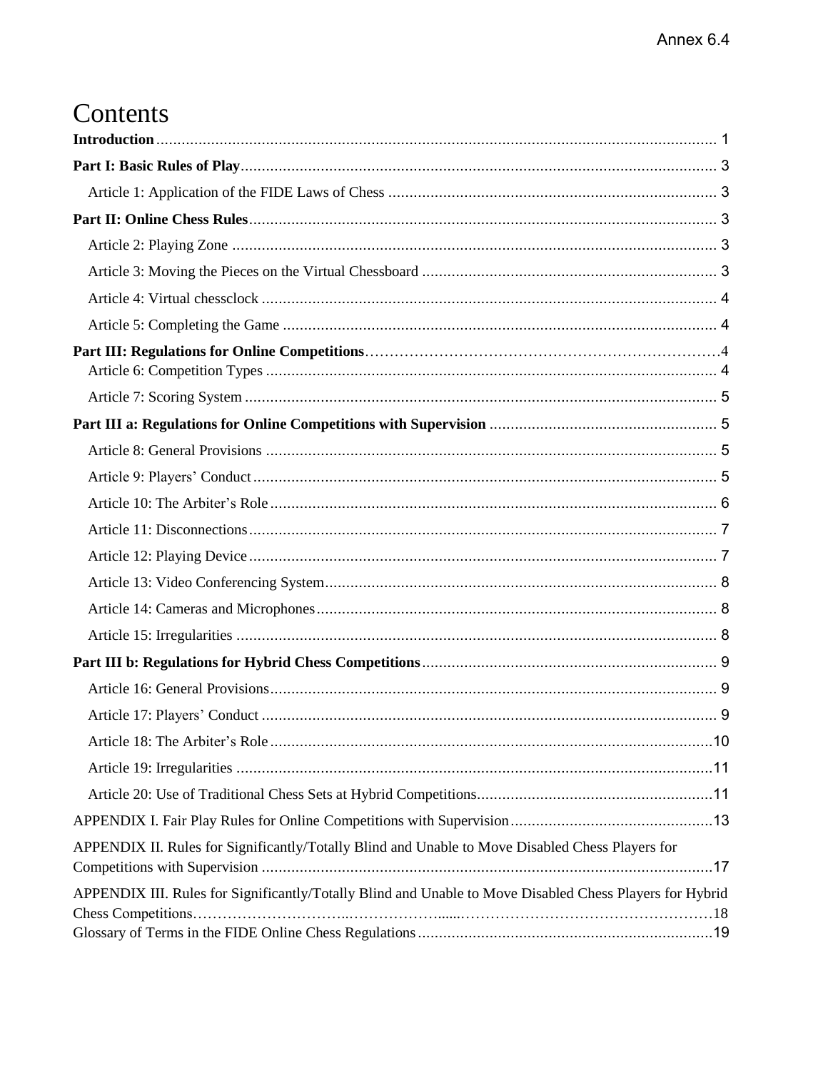# Contents

**Introduction** 1

**Part I: Basic Rules of Play** 3

- Article 1: Application of the FIDE Laws of Chess 3

**Part II: Online Chess Rules** 3

- Article 2: Playing Zone 3
- Article 3: Moving the Pieces on the Virtual Chessboard 3
- Article 4: Virtual chessclock 4
- Article 5: Completing the Game 4

**Part III: Regulations for Online Competitions** 4

- Article 6: Competition Types 4
- Article 7: Scoring System 5

**Part III a: Regulations for Online Competitions with Supervision** 5

- Article 8: General Provisions 5
- Article 9: Players' Conduct 5
- Article 10: The Arbiter's Role 6
- Article 11: Disconnections 7
- Article 12: Playing Device 7
- Article 13: Video Conferencing System 8
- Article 14: Cameras and Microphones 8
- Article 15: Irregularities 8

**Part III b: Regulations for Hybrid Chess Competitions** 9

- Article 16: General Provisions 9
- Article 17: Players' Conduct 9
- Article 18: The Arbiter's Role 10
- Article 19: Irregularities 11
- Article 20: Use of Traditional Chess Sets at Hybrid Competitions 11

APPENDIX I. Fair Play Rules for Online Competitions with Supervision 13

APPENDIX II. Rules for Significantly/Totally Blind and Unable to Move Disabled Chess Players for Competitions with Supervision 17

APPENDIX III. Rules for Significantly/Totally Blind and Unable to Move Disabled Chess Players for Hybrid Chess Competitions 18

Glossary of Terms in the FIDE Online Chess Regulations 19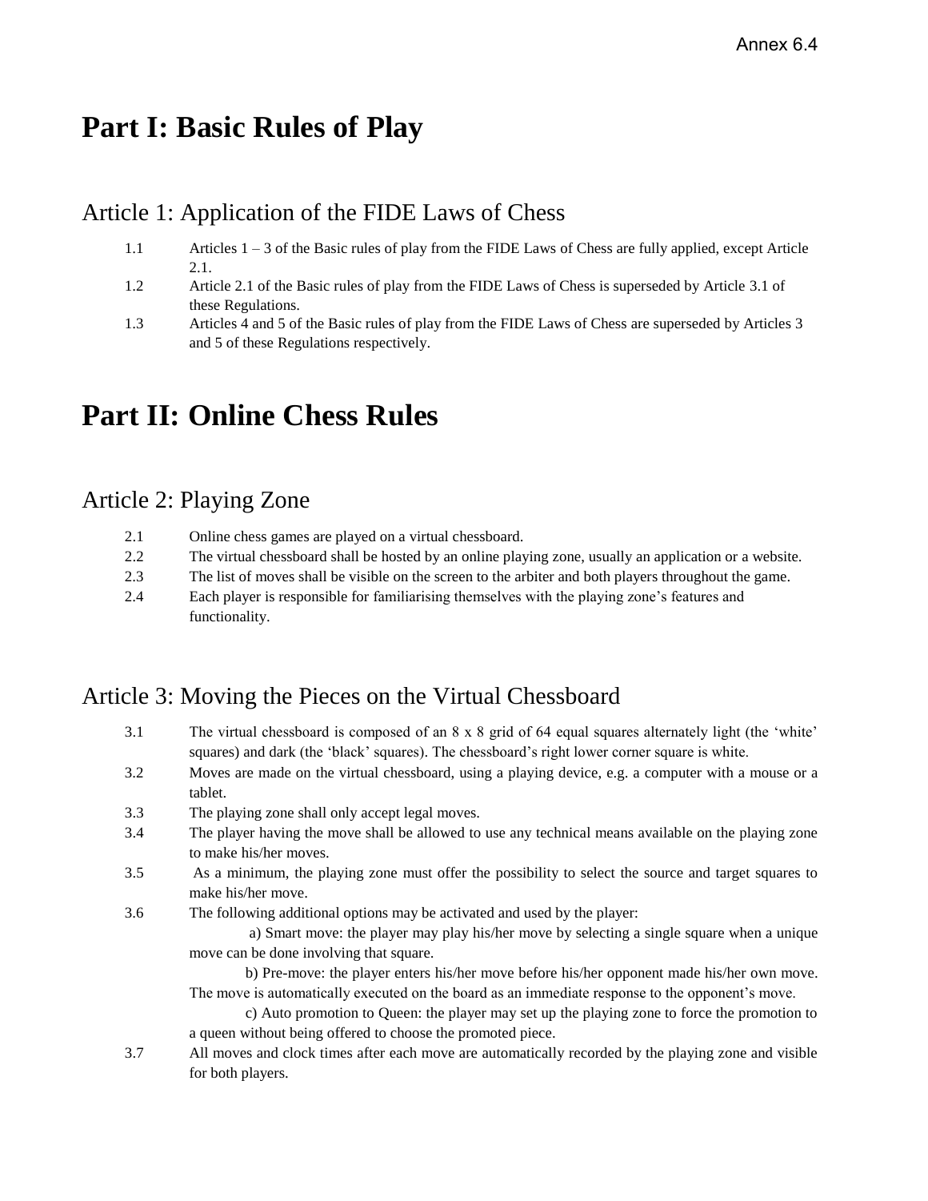# Part I: Basic Rules of Play

## Article 1: Application of the FIDE Laws of Chess

1.1 Articles 1 – 3 of the Basic rules of play from the FIDE Laws of Chess are fully applied, except Article 2.1.

1.2 Article 2.1 of the Basic rules of play from the FIDE Laws of Chess is superseded by Article 3.1 of these Regulations.

1.3 Articles 4 and 5 of the Basic rules of play from the FIDE Laws of Chess are superseded by Articles 3 and 5 of these Regulations respectively.

# Part II: Online Chess Rules

## Article 2: Playing Zone

2.1 Online chess games are played on a virtual chessboard.

2.2 The virtual chessboard shall be hosted by an online playing zone, usually an application or a website.

2.3 The list of moves shall be visible on the screen to the arbiter and both players throughout the game.

2.4 Each player is responsible for familiarising themselves with the playing zone's features and functionality.

## Article 3: Moving the Pieces on the Virtual Chessboard

3.1 The virtual chessboard is composed of an 8 x 8 grid of 64 equal squares alternately light (the 'white' squares) and dark (the 'black' squares). The chessboard's right lower corner square is white.

3.2 Moves are made on the virtual chessboard, using a playing device, e.g. a computer with a mouse or a tablet.

3.3 The playing zone shall only accept legal moves.

3.4 The player having the move shall be allowed to use any technical means available on the playing zone to make his/her moves.

3.5 As a minimum, the playing zone must offer the possibility to select the source and target squares to make his/her move.

3.6 The following additional options may be activated and used by the player:

a) Smart move: the player may play his/her move by selecting a single square when a unique move can be done involving that square.

b) Pre-move: the player enters his/her move before his/her opponent made his/her own move. The move is automatically executed on the board as an immediate response to the opponent's move.

c) Auto promotion to Queen: the player may set up the playing zone to force the promotion to a queen without being offered to choose the promoted piece.

3.7 All moves and clock times after each move are automatically recorded by the playing zone and visible for both players.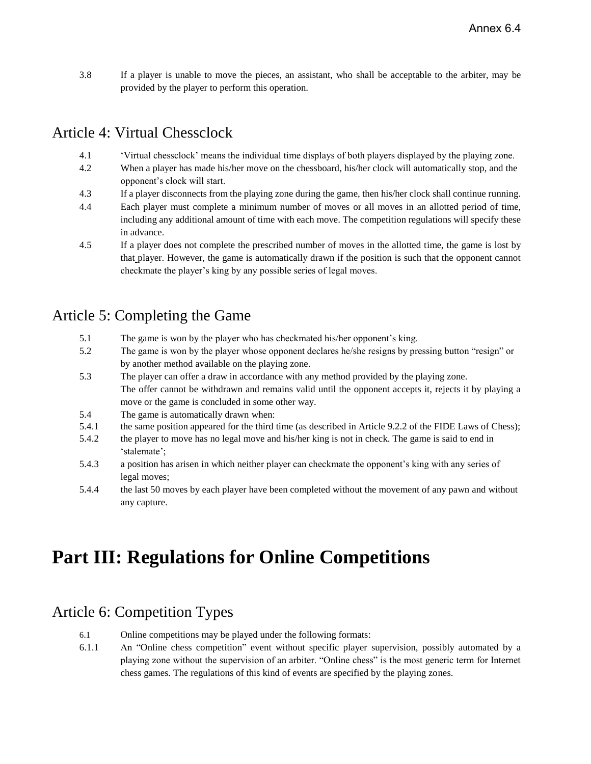3.8 If a player is unable to move the pieces, an assistant, who shall be acceptable to the arbiter, may be provided by the player to perform this operation.

## Article 4: Virtual Chessclock

4.1 'Virtual chessclock' means the individual time displays of both players displayed by the playing zone.

4.2 When a player has made his/her move on the chessboard, his/her clock will automatically stop, and the opponent's clock will start.

4.3 If a player disconnects from the playing zone during the game, then his/her clock shall continue running.

4.4 Each player must complete a minimum number of moves or all moves in an allotted period of time, including any additional amount of time with each move. The competition regulations will specify these in advance.

4.5 If a player does not complete the prescribed number of moves in the allotted time, the game is lost by that player. However, the game is automatically drawn if the position is such that the opponent cannot checkmate the player's king by any possible series of legal moves.

## Article 5: Completing the Game

5.1 The game is won by the player who has checkmated his/her opponent's king.

5.2 The game is won by the player whose opponent declares he/she resigns by pressing button "resign" or by another method available on the playing zone.

5.3 The player can offer a draw in accordance with any method provided by the playing zone. The offer cannot be withdrawn and remains valid until the opponent accepts it, rejects it by playing a move or the game is concluded in some other way.

5.4 The game is automatically drawn when:

5.4.1 the same position appeared for the third time (as described in Article 9.2.2 of the FIDE Laws of Chess);

5.4.2 the player to move has no legal move and his/her king is not in check. The game is said to end in 'stalemate';

5.4.3 a position has arisen in which neither player can checkmate the opponent's king with any series of legal moves;

5.4.4 the last 50 moves by each player have been completed without the movement of any pawn and without any capture.

# Part III: Regulations for Online Competitions

## Article 6: Competition Types

6.1 Online competitions may be played under the following formats:

6.1.1 An "Online chess competition" event without specific player supervision, possibly automated by a playing zone without the supervision of an arbiter. "Online chess" is the most generic term for Internet chess games. The regulations of this kind of events are specified by the playing zones.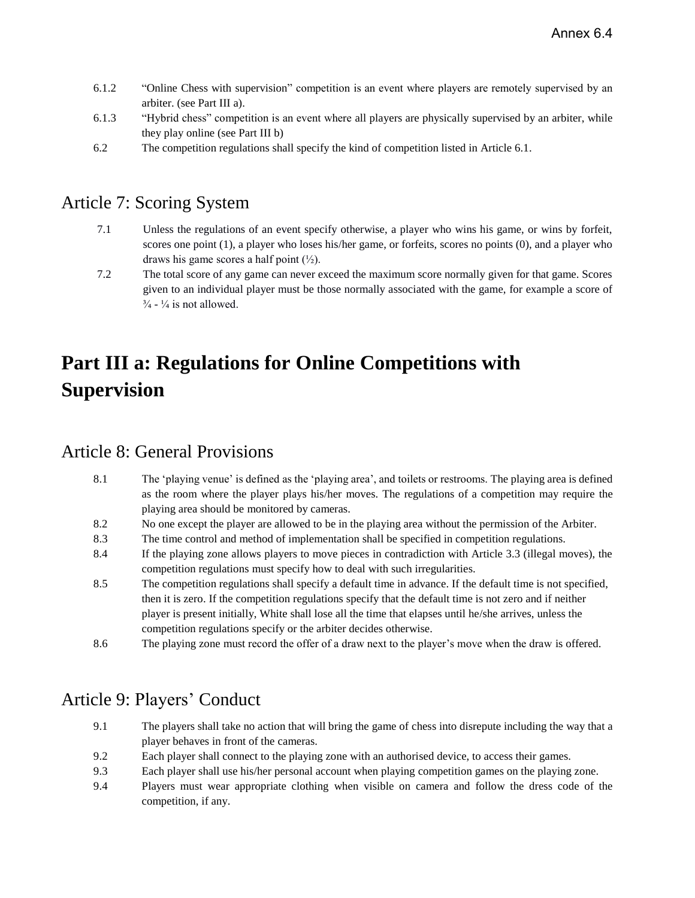6.1.2 "Online Chess with supervision" competition is an event where players are remotely supervised by an arbiter. (see Part III a).

6.1.3 "Hybrid chess" competition is an event where all players are physically supervised by an arbiter, while they play online (see Part III b)

6.2 The competition regulations shall specify the kind of competition listed in Article 6.1.

## Article 7: Scoring System

7.1 Unless the regulations of an event specify otherwise, a player who wins his game, or wins by forfeit, scores one point (1), a player who loses his/her game, or forfeits, scores no points (0), and a player who draws his game scores a half point (½).

7.2 The total score of any game can never exceed the maximum score normally given for that game. Scores given to an individual player must be those normally associated with the game, for example a score of ¾ - ¼ is not allowed.

# Part III a: Regulations for Online Competitions with Supervision

## Article 8: General Provisions

8.1 The 'playing venue' is defined as the 'playing area', and toilets or restrooms. The playing area is defined as the room where the player plays his/her moves. The regulations of a competition may require the playing area should be monitored by cameras.

8.2 No one except the player are allowed to be in the playing area without the permission of the Arbiter.

8.3 The time control and method of implementation shall be specified in competition regulations.

8.4 If the playing zone allows players to move pieces in contradiction with Article 3.3 (illegal moves), the competition regulations must specify how to deal with such irregularities.

8.5 The competition regulations shall specify a default time in advance. If the default time is not specified, then it is zero. If the competition regulations specify that the default time is not zero and if neither player is present initially, White shall lose all the time that elapses until he/she arrives, unless the competition regulations specify or the arbiter decides otherwise.

8.6 The playing zone must record the offer of a draw next to the player's move when the draw is offered.

## Article 9: Players' Conduct

9.1 The players shall take no action that will bring the game of chess into disrepute including the way that a player behaves in front of the cameras.

9.2 Each player shall connect to the playing zone with an authorised device, to access their games.

9.3 Each player shall use his/her personal account when playing competition games on the playing zone.

9.4 Players must wear appropriate clothing when visible on camera and follow the dress code of the competition, if any.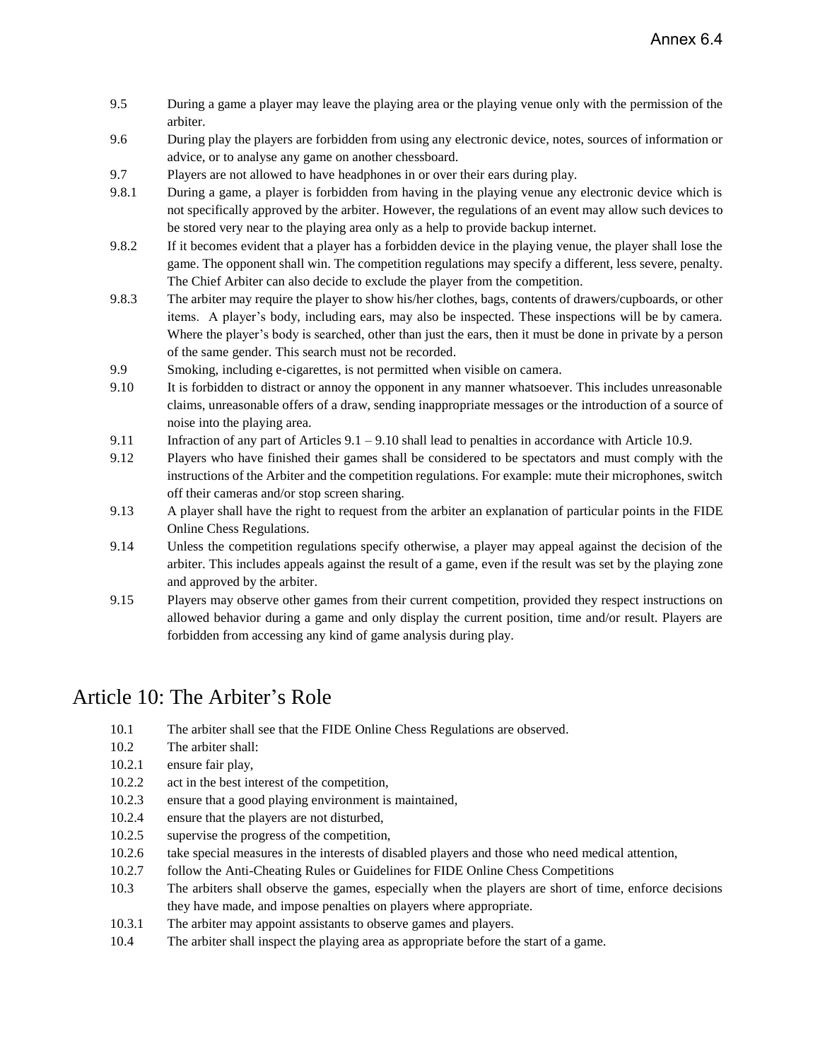9.5 During a game a player may leave the playing area or the playing venue only with the permission of the arbiter.

9.6 During play the players are forbidden from using any electronic device, notes, sources of information or advice, or to analyse any game on another chessboard.

9.7 Players are not allowed to have headphones in or over their ears during play.

9.8.1 During a game, a player is forbidden from having in the playing venue any electronic device which is not specifically approved by the arbiter. However, the regulations of an event may allow such devices to be stored very near to the playing area only as a help to provide backup internet.

9.8.2 If it becomes evident that a player has a forbidden device in the playing venue, the player shall lose the game. The opponent shall win. The competition regulations may specify a different, less severe, penalty. The Chief Arbiter can also decide to exclude the player from the competition.

9.8.3 The arbiter may require the player to show his/her clothes, bags, contents of drawers/cupboards, or other items. A player's body, including ears, may also be inspected. These inspections will be by camera. Where the player's body is searched, other than just the ears, then it must be done in private by a person of the same gender. This search must not be recorded.

9.9 Smoking, including e-cigarettes, is not permitted when visible on camera.

9.10 It is forbidden to distract or annoy the opponent in any manner whatsoever. This includes unreasonable claims, unreasonable offers of a draw, sending inappropriate messages or the introduction of a source of noise into the playing area.

9.11 Infraction of any part of Articles 9.1 – 9.10 shall lead to penalties in accordance with Article 10.9.

9.12 Players who have finished their games shall be considered to be spectators and must comply with the instructions of the Arbiter and the competition regulations. For example: mute their microphones, switch off their cameras and/or stop screen sharing.

9.13 A player shall have the right to request from the arbiter an explanation of particular points in the FIDE Online Chess Regulations.

9.14 Unless the competition regulations specify otherwise, a player may appeal against the decision of the arbiter. This includes appeals against the result of a game, even if the result was set by the playing zone and approved by the arbiter.

9.15 Players may observe other games from their current competition, provided they respect instructions on allowed behavior during a game and only display the current position, time and/or result. Players are forbidden from accessing any kind of game analysis during play.

# Article 10: The Arbiter's Role

10.1 The arbiter shall see that the FIDE Online Chess Regulations are observed.

10.2 The arbiter shall:

10.2.1 ensure fair play,

10.2.2 act in the best interest of the competition,

10.2.3 ensure that a good playing environment is maintained,

10.2.4 ensure that the players are not disturbed,

10.2.5 supervise the progress of the competition,

10.2.6 take special measures in the interests of disabled players and those who need medical attention,

10.2.7 follow the Anti-Cheating Rules or Guidelines for FIDE Online Chess Competitions

10.3 The arbiters shall observe the games, especially when the players are short of time, enforce decisions they have made, and impose penalties on players where appropriate.

10.3.1 The arbiter may appoint assistants to observe games and players.

10.4 The arbiter shall inspect the playing area as appropriate before the start of a game.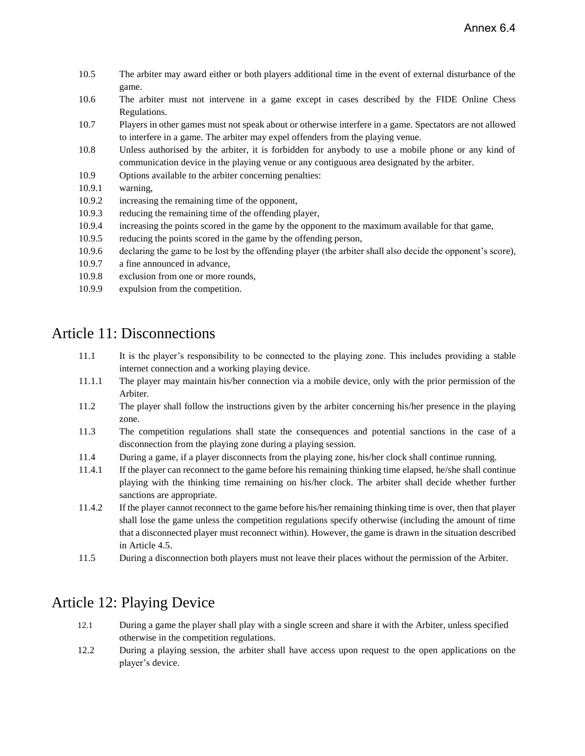10.5 The arbiter may award either or both players additional time in the event of external disturbance of the game.

10.6 The arbiter must not intervene in a game except in cases described by the FIDE Online Chess Regulations.

10.7 Players in other games must not speak about or otherwise interfere in a game. Spectators are not allowed to interfere in a game. The arbiter may expel offenders from the playing venue.

10.8 Unless authorised by the arbiter, it is forbidden for anybody to use a mobile phone or any kind of communication device in the playing venue or any contiguous area designated by the arbiter.

10.9 Options available to the arbiter concerning penalties:

10.9.1 warning,

10.9.2 increasing the remaining time of the opponent,

10.9.3 reducing the remaining time of the offending player,

10.9.4 increasing the points scored in the game by the opponent to the maximum available for that game,

10.9.5 reducing the points scored in the game by the offending person,

10.9.6 declaring the game to be lost by the offending player (the arbiter shall also decide the opponent's score),

10.9.7 a fine announced in advance,

10.9.8 exclusion from one or more rounds,

10.9.9 expulsion from the competition.

# Article 11: Disconnections

11.1 It is the player's responsibility to be connected to the playing zone. This includes providing a stable internet connection and a working playing device.

11.1.1 The player may maintain his/her connection via a mobile device, only with the prior permission of the Arbiter.

11.2 The player shall follow the instructions given by the arbiter concerning his/her presence in the playing zone.

11.3 The competition regulations shall state the consequences and potential sanctions in the case of a disconnection from the playing zone during a playing session.

11.4 During a game, if a player disconnects from the playing zone, his/her clock shall continue running.

11.4.1 If the player can reconnect to the game before his remaining thinking time elapsed, he/she shall continue playing with the thinking time remaining on his/her clock. The arbiter shall decide whether further sanctions are appropriate.

11.4.2 If the player cannot reconnect to the game before his/her remaining thinking time is over, then that player shall lose the game unless the competition regulations specify otherwise (including the amount of time that a disconnected player must reconnect within). However, the game is drawn in the situation described in Article 4.5.

11.5 During a disconnection both players must not leave their places without the permission of the Arbiter.

# Article 12: Playing Device

12.1 During a game the player shall play with a single screen and share it with the Arbiter, unless specified otherwise in the competition regulations.

12.2 During a playing session, the arbiter shall have access upon request to the open applications on the player's device.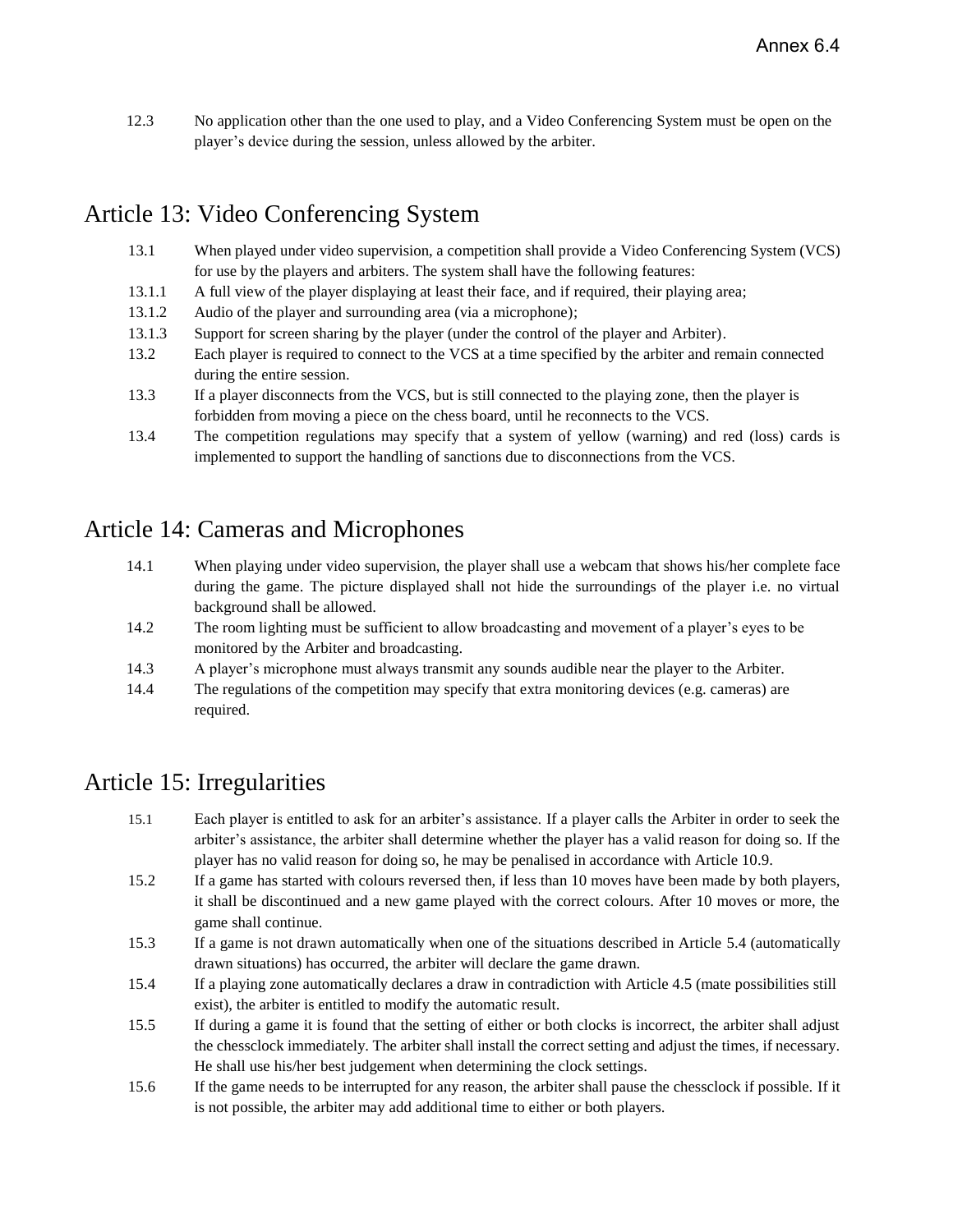12.3 No application other than the one used to play, and a Video Conferencing System must be open on the player's device during the session, unless allowed by the arbiter.

## Article 13: Video Conferencing System

13.1 When played under video supervision, a competition shall provide a Video Conferencing System (VCS) for use by the players and arbiters. The system shall have the following features:

13.1.1 A full view of the player displaying at least their face, and if required, their playing area;

13.1.2 Audio of the player and surrounding area (via a microphone);

13.1.3 Support for screen sharing by the player (under the control of the player and Arbiter).

13.2 Each player is required to connect to the VCS at a time specified by the arbiter and remain connected during the entire session.

13.3 If a player disconnects from the VCS, but is still connected to the playing zone, then the player is forbidden from moving a piece on the chess board, until he reconnects to the VCS.

13.4 The competition regulations may specify that a system of yellow (warning) and red (loss) cards is implemented to support the handling of sanctions due to disconnections from the VCS.

## Article 14: Cameras and Microphones

14.1 When playing under video supervision, the player shall use a webcam that shows his/her complete face during the game. The picture displayed shall not hide the surroundings of the player i.e. no virtual background shall be allowed.

14.2 The room lighting must be sufficient to allow broadcasting and movement of a player's eyes to be monitored by the Arbiter and broadcasting.

14.3 A player's microphone must always transmit any sounds audible near the player to the Arbiter.

14.4 The regulations of the competition may specify that extra monitoring devices (e.g. cameras) are required.

## Article 15: Irregularities

15.1 Each player is entitled to ask for an arbiter's assistance. If a player calls the Arbiter in order to seek the arbiter's assistance, the arbiter shall determine whether the player has a valid reason for doing so. If the player has no valid reason for doing so, he may be penalised in accordance with Article 10.9.

15.2 If a game has started with colours reversed then, if less than 10 moves have been made by both players, it shall be discontinued and a new game played with the correct colours. After 10 moves or more, the game shall continue.

15.3 If a game is not drawn automatically when one of the situations described in Article 5.4 (automatically drawn situations) has occurred, the arbiter will declare the game drawn.

15.4 If a playing zone automatically declares a draw in contradiction with Article 4.5 (mate possibilities still exist), the arbiter is entitled to modify the automatic result.

15.5 If during a game it is found that the setting of either or both clocks is incorrect, the arbiter shall adjust the chessclock immediately. The arbiter shall install the correct setting and adjust the times, if necessary. He shall use his/her best judgement when determining the clock settings.

15.6 If the game needs to be interrupted for any reason, the arbiter shall pause the chessclock if possible. If it is not possible, the arbiter may add additional time to either or both players.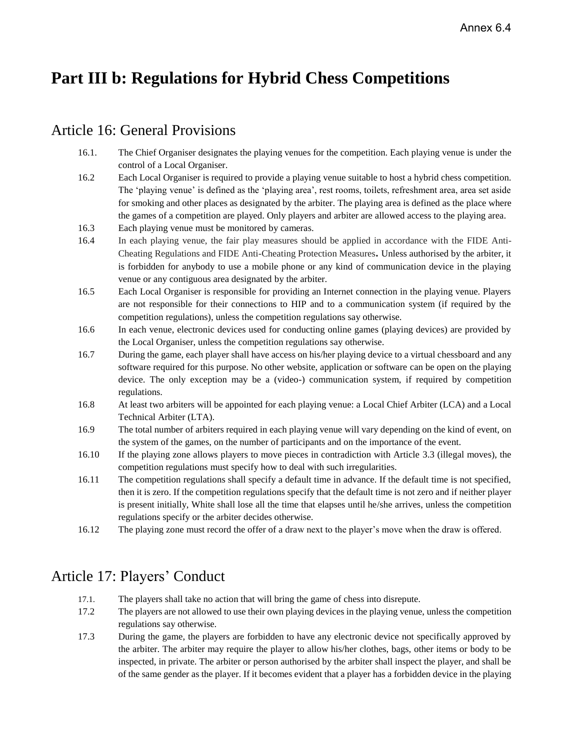# Part III b: Regulations for Hybrid Chess Competitions

## Article 16: General Provisions

16.1. The Chief Organiser designates the playing venues for the competition. Each playing venue is under the control of a Local Organiser.

16.2 Each Local Organiser is required to provide a playing venue suitable to host a hybrid chess competition. The 'playing venue' is defined as the 'playing area', rest rooms, toilets, refreshment area, area set aside for smoking and other places as designated by the arbiter. The playing area is defined as the place where the games of a competition are played. Only players and arbiter are allowed access to the playing area.

16.3 Each playing venue must be monitored by cameras.

16.4 In each playing venue, the fair play measures should be applied in accordance with the FIDE Anti-Cheating Regulations and FIDE Anti-Cheating Protection Measures**.** Unless authorised by the arbiter, it is forbidden for anybody to use a mobile phone or any kind of communication device in the playing venue or any contiguous area designated by the arbiter.

16.5 Each Local Organiser is responsible for providing an Internet connection in the playing venue. Players are not responsible for their connections to HIP and to a communication system (if required by the competition regulations), unless the competition regulations say otherwise.

16.6 In each venue, electronic devices used for conducting online games (playing devices) are provided by the Local Organiser, unless the competition regulations say otherwise.

16.7 During the game, each player shall have access on his/her playing device to a virtual chessboard and any software required for this purpose. No other website, application or software can be open on the playing device. The only exception may be a (video-) communication system, if required by competition regulations.

16.8 At least two arbiters will be appointed for each playing venue: a Local Chief Arbiter (LCA) and a Local Technical Arbiter (LTA).

16.9 The total number of arbiters required in each playing venue will vary depending on the kind of event, on the system of the games, on the number of participants and on the importance of the event.

16.10 If the playing zone allows players to move pieces in contradiction with Article 3.3 (illegal moves), the competition regulations must specify how to deal with such irregularities.

16.11 The competition regulations shall specify a default time in advance. If the default time is not specified, then it is zero. If the competition regulations specify that the default time is not zero and if neither player is present initially, White shall lose all the time that elapses until he/she arrives, unless the competition regulations specify or the arbiter decides otherwise.

16.12 The playing zone must record the offer of a draw next to the player's move when the draw is offered.

## Article 17: Players' Conduct

17.1. The players shall take no action that will bring the game of chess into disrepute.

17.2 The players are not allowed to use their own playing devices in the playing venue, unless the competition regulations say otherwise.

17.3 During the game, the players are forbidden to have any electronic device not specifically approved by the arbiter. The arbiter may require the player to allow his/her clothes, bags, other items or body to be inspected, in private. The arbiter or person authorised by the arbiter shall inspect the player, and shall be of the same gender as the player. If it becomes evident that a player has a forbidden device in the playing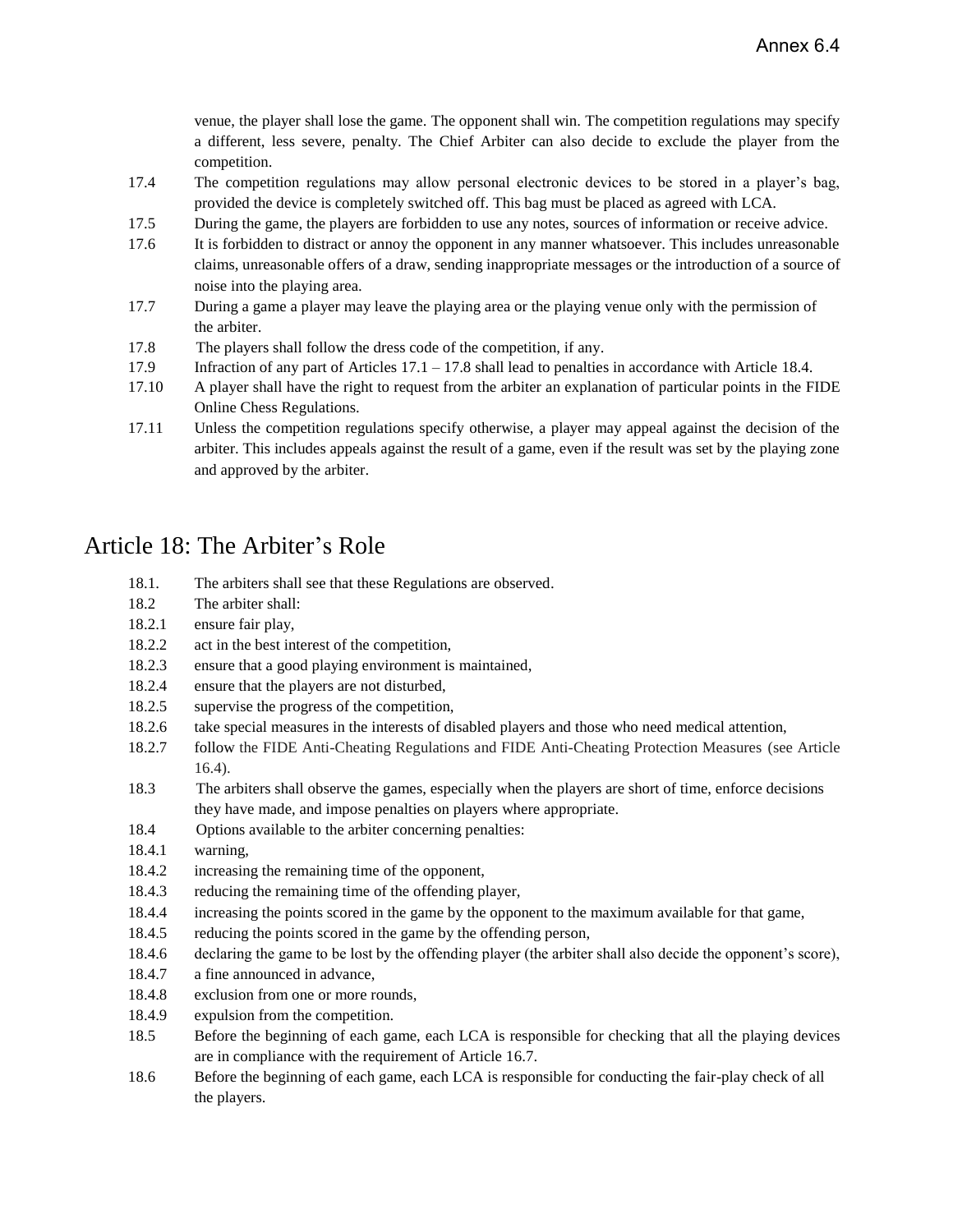venue, the player shall lose the game. The opponent shall win. The competition regulations may specify a different, less severe, penalty. The Chief Arbiter can also decide to exclude the player from the competition.

17.4 The competition regulations may allow personal electronic devices to be stored in a player's bag, provided the device is completely switched off. This bag must be placed as agreed with LCA.

17.5 During the game, the players are forbidden to use any notes, sources of information or receive advice.

17.6 It is forbidden to distract or annoy the opponent in any manner whatsoever. This includes unreasonable claims, unreasonable offers of a draw, sending inappropriate messages or the introduction of a source of noise into the playing area.

17.7 During a game a player may leave the playing area or the playing venue only with the permission of the arbiter.

17.8 The players shall follow the dress code of the competition, if any.

17.9 Infraction of any part of Articles 17.1 – 17.8 shall lead to penalties in accordance with Article 18.4.

17.10 A player shall have the right to request from the arbiter an explanation of particular points in the FIDE Online Chess Regulations.

17.11 Unless the competition regulations specify otherwise, a player may appeal against the decision of the arbiter. This includes appeals against the result of a game, even if the result was set by the playing zone and approved by the arbiter.

# Article 18: The Arbiter's Role

18.1. The arbiters shall see that these Regulations are observed.

18.2 The arbiter shall:

18.2.1 ensure fair play,

18.2.2 act in the best interest of the competition,

18.2.3 ensure that a good playing environment is maintained,

18.2.4 ensure that the players are not disturbed,

18.2.5 supervise the progress of the competition,

18.2.6 take special measures in the interests of disabled players and those who need medical attention,

18.2.7 follow the FIDE Anti-Cheating Regulations and FIDE Anti-Cheating Protection Measures (see Article 16.4).

18.3 The arbiters shall observe the games, especially when the players are short of time, enforce decisions they have made, and impose penalties on players where appropriate.

18.4 Options available to the arbiter concerning penalties:

18.4.1 warning,

18.4.2 increasing the remaining time of the opponent,

18.4.3 reducing the remaining time of the offending player,

18.4.4 increasing the points scored in the game by the opponent to the maximum available for that game,

18.4.5 reducing the points scored in the game by the offending person,

18.4.6 declaring the game to be lost by the offending player (the arbiter shall also decide the opponent's score),

18.4.7 a fine announced in advance,

18.4.8 exclusion from one or more rounds,

18.4.9 expulsion from the competition.

18.5 Before the beginning of each game, each LCA is responsible for checking that all the playing devices are in compliance with the requirement of Article 16.7.

18.6 Before the beginning of each game, each LCA is responsible for conducting the fair-play check of all the players.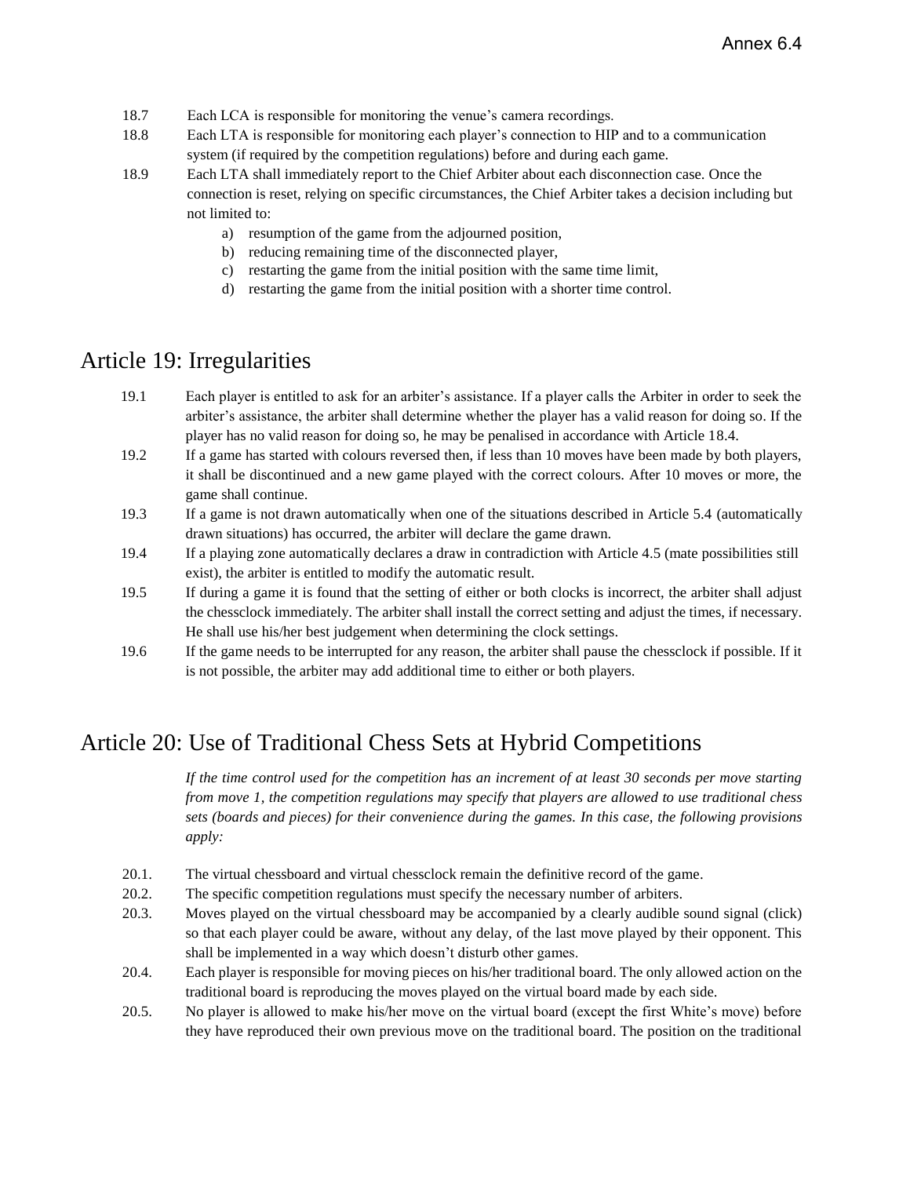18.7 Each LCA is responsible for monitoring the venue's camera recordings.

18.8 Each LTA is responsible for monitoring each player's connection to HIP and to a communication system (if required by the competition regulations) before and during each game.

18.9 Each LTA shall immediately report to the Chief Arbiter about each disconnection case. Once the connection is reset, relying on specific circumstances, the Chief Arbiter takes a decision including but not limited to:

a) resumption of the game from the adjourned position,
b) reducing remaining time of the disconnected player,
c) restarting the game from the initial position with the same time limit,
d) restarting the game from the initial position with a shorter time control.

## Article 19: Irregularities

19.1 Each player is entitled to ask for an arbiter's assistance. If a player calls the Arbiter in order to seek the arbiter's assistance, the arbiter shall determine whether the player has a valid reason for doing so. If the player has no valid reason for doing so, he may be penalised in accordance with Article 18.4.

19.2 If a game has started with colours reversed then, if less than 10 moves have been made by both players, it shall be discontinued and a new game played with the correct colours. After 10 moves or more, the game shall continue.

19.3 If a game is not drawn automatically when one of the situations described in Article 5.4 (automatically drawn situations) has occurred, the arbiter will declare the game drawn.

19.4 If a playing zone automatically declares a draw in contradiction with Article 4.5 (mate possibilities still exist), the arbiter is entitled to modify the automatic result.

19.5 If during a game it is found that the setting of either or both clocks is incorrect, the arbiter shall adjust the chessclock immediately. The arbiter shall install the correct setting and adjust the times, if necessary. He shall use his/her best judgement when determining the clock settings.

19.6 If the game needs to be interrupted for any reason, the arbiter shall pause the chessclock if possible. If it is not possible, the arbiter may add additional time to either or both players.

## Article 20: Use of Traditional Chess Sets at Hybrid Competitions

*If the time control used for the competition has an increment of at least 30 seconds per move starting from move 1, the competition regulations may specify that players are allowed to use traditional chess sets (boards and pieces) for their convenience during the games. In this case, the following provisions apply:*

20.1. The virtual chessboard and virtual chessclock remain the definitive record of the game.

20.2. The specific competition regulations must specify the necessary number of arbiters.

20.3. Moves played on the virtual chessboard may be accompanied by a clearly audible sound signal (click) so that each player could be aware, without any delay, of the last move played by their opponent. This shall be implemented in a way which doesn't disturb other games.

20.4. Each player is responsible for moving pieces on his/her traditional board. The only allowed action on the traditional board is reproducing the moves played on the virtual board made by each side.

20.5. No player is allowed to make his/her move on the virtual board (except the first White's move) before they have reproduced their own previous move on the traditional board. The position on the traditional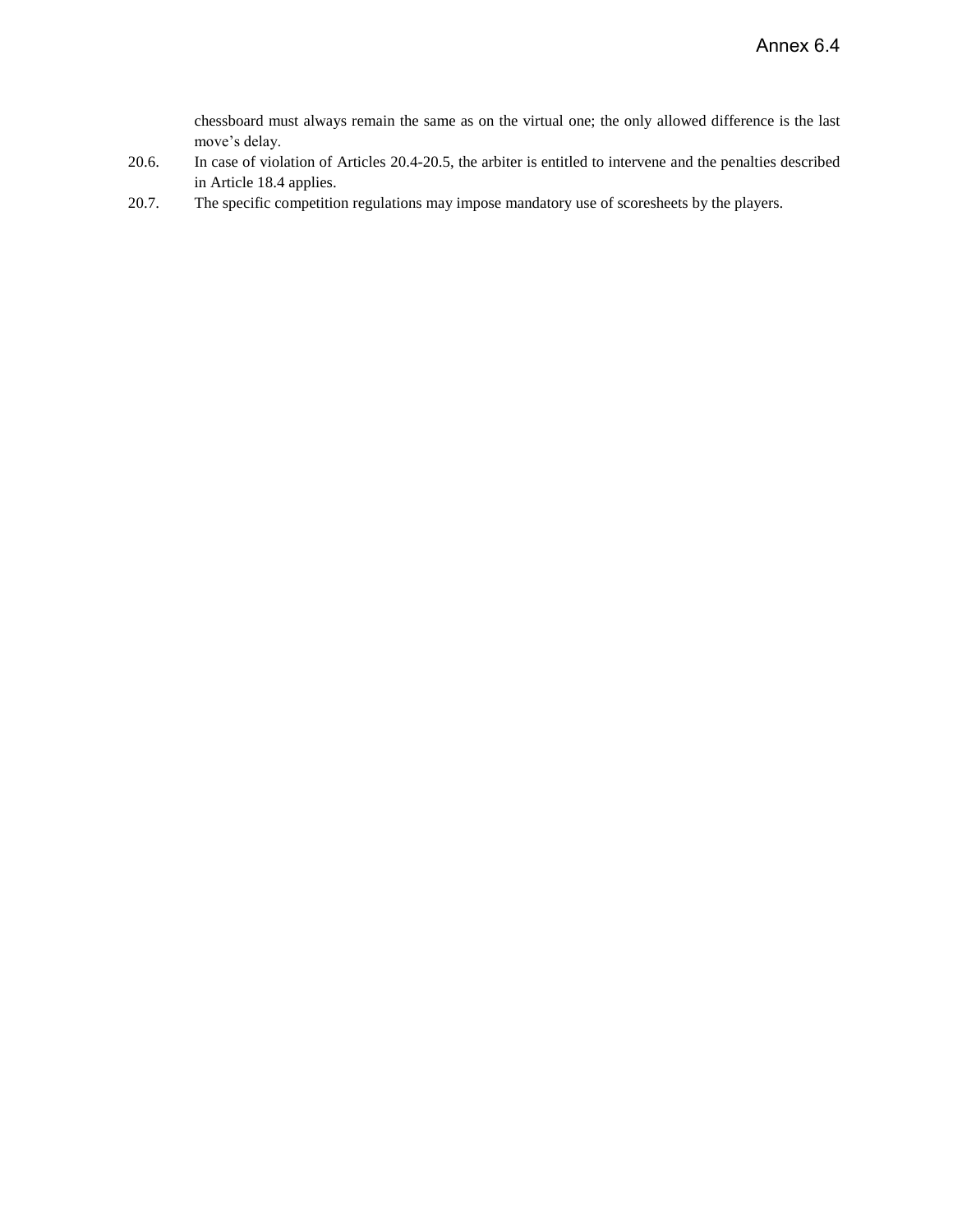chessboard must always remain the same as on the virtual one; the only allowed difference is the last move's delay.

20.6. In case of violation of Articles 20.4-20.5, the arbiter is entitled to intervene and the penalties described in Article 18.4 applies.

20.7. The specific competition regulations may impose mandatory use of scoresheets by the players.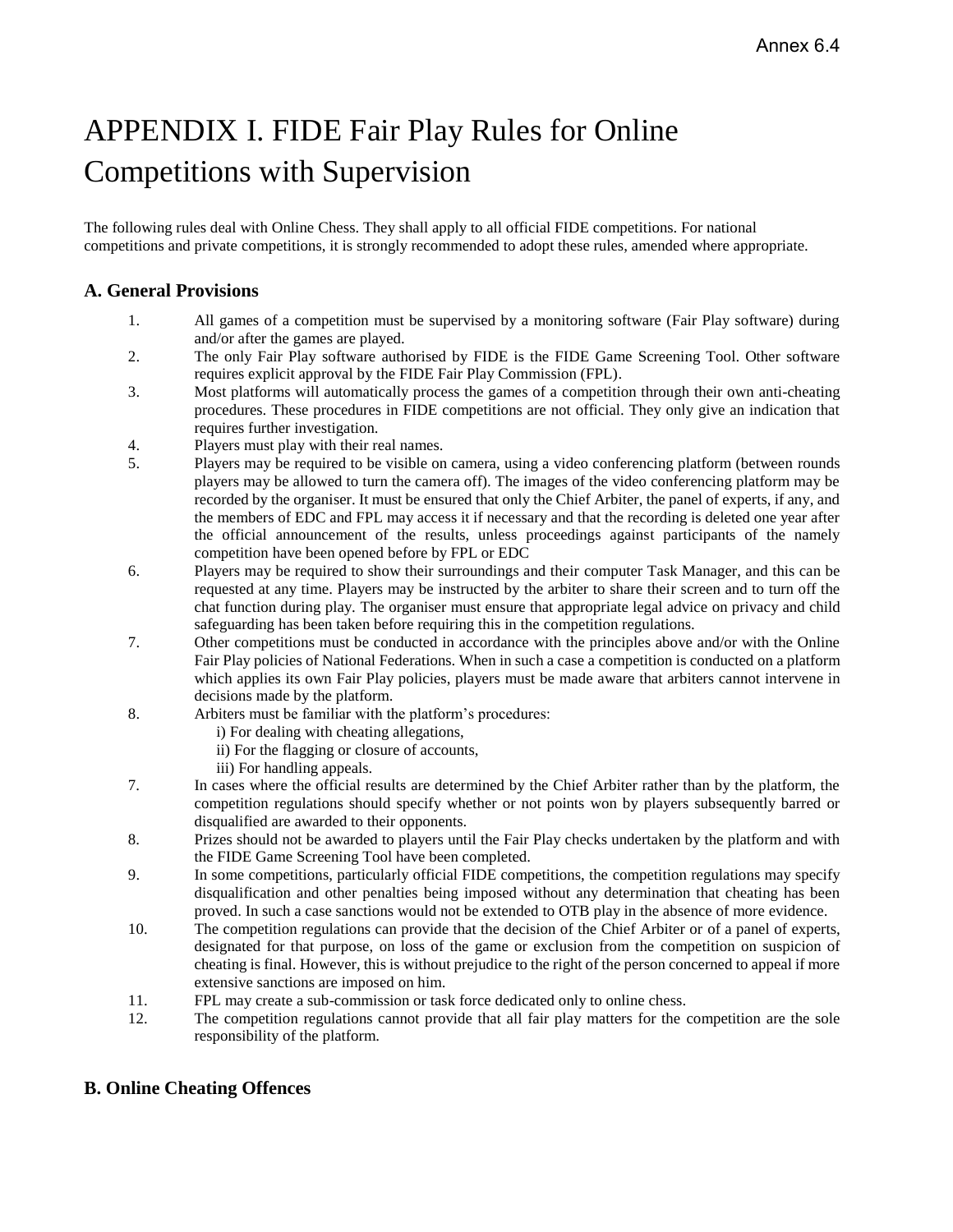Annex 6.4

# APPENDIX I. FIDE Fair Play Rules for Online Competitions with Supervision

The following rules deal with Online Chess. They shall apply to all official FIDE competitions. For national competitions and private competitions, it is strongly recommended to adopt these rules, amended where appropriate.

### A. General Provisions

1. All games of a competition must be supervised by a monitoring software (Fair Play software) during and/or after the games are played.
2. The only Fair Play software authorised by FIDE is the FIDE Game Screening Tool. Other software requires explicit approval by the FIDE Fair Play Commission (FPL).
3. Most platforms will automatically process the games of a competition through their own anti-cheating procedures. These procedures in FIDE competitions are not official. They only give an indication that requires further investigation.
4. Players must play with their real names.
5. Players may be required to be visible on camera, using a video conferencing platform (between rounds players may be allowed to turn the camera off). The images of the video conferencing platform may be recorded by the organiser. It must be ensured that only the Chief Arbiter, the panel of experts, if any, and the members of EDC and FPL may access it if necessary and that the recording is deleted one year after the official announcement of the results, unless proceedings against participants of the namely competition have been opened before by FPL or EDC
6. Players may be required to show their surroundings and their computer Task Manager, and this can be requested at any time. Players may be instructed by the arbiter to share their screen and to turn off the chat function during play. The organiser must ensure that appropriate legal advice on privacy and child safeguarding has been taken before requiring this in the competition regulations.
7. Other competitions must be conducted in accordance with the principles above and/or with the Online Fair Play policies of National Federations. When in such a case a competition is conducted on a platform which applies its own Fair Play policies, players must be made aware that arbiters cannot intervene in decisions made by the platform.
8. Arbiters must be familiar with the platform's procedures:
   i) For dealing with cheating allegations,
   ii) For the flagging or closure of accounts,
   iii) For handling appeals.

7. In cases where the official results are determined by the Chief Arbiter rather than by the platform, the competition regulations should specify whether or not points won by players subsequently barred or disqualified are awarded to their opponents.
8. Prizes should not be awarded to players until the Fair Play checks undertaken by the platform and with the FIDE Game Screening Tool have been completed.
9. In some competitions, particularly official FIDE competitions, the competition regulations may specify disqualification and other penalties being imposed without any determination that cheating has been proved. In such a case sanctions would not be extended to OTB play in the absence of more evidence.
10. The competition regulations can provide that the decision of the Chief Arbiter or of a panel of experts, designated for that purpose, on loss of the game or exclusion from the competition on suspicion of cheating is final. However, this is without prejudice to the right of the person concerned to appeal if more extensive sanctions are imposed on him.
11. FPL may create a sub-commission or task force dedicated only to online chess.
12. The competition regulations cannot provide that all fair play matters for the competition are the sole responsibility of the platform.

### B. Online Cheating Offences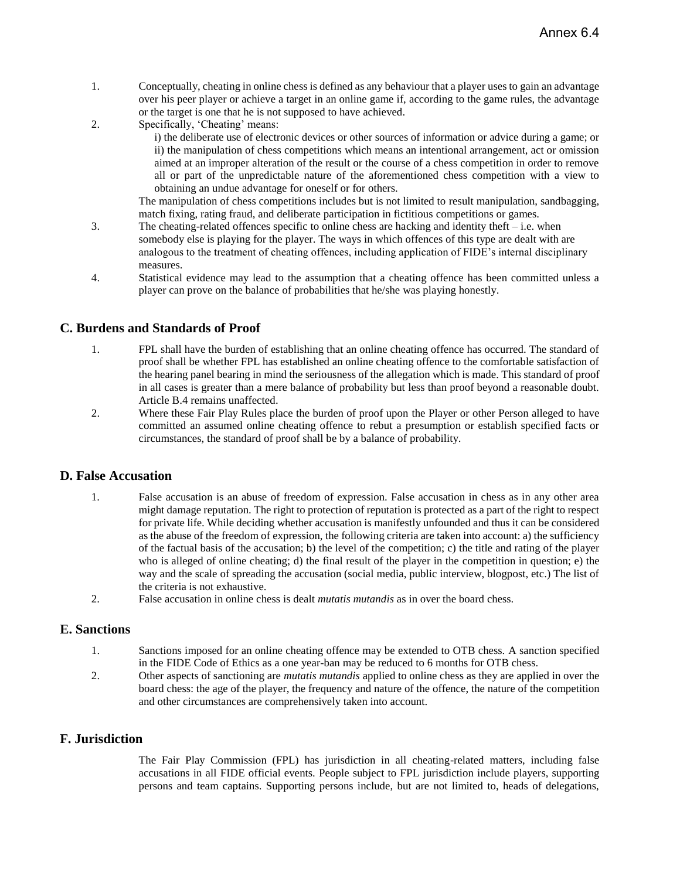1. Conceptually, cheating in online chess is defined as any behaviour that a player uses to gain an advantage over his peer player or achieve a target in an online game if, according to the game rules, the advantage or the target is one that he is not supposed to have achieved.
2. Specifically, 'Cheating' means:

   i) the deliberate use of electronic devices or other sources of information or advice during a game; or

   ii) the manipulation of chess competitions which means an intentional arrangement, act or omission aimed at an improper alteration of the result or the course of a chess competition in order to remove all or part of the unpredictable nature of the aforementioned chess competition with a view to obtaining an undue advantage for oneself or for others.

   The manipulation of chess competitions includes but is not limited to result manipulation, sandbagging, match fixing, rating fraud, and deliberate participation in fictitious competitions or games.
3. The cheating-related offences specific to online chess are hacking and identity theft – i.e. when somebody else is playing for the player. The ways in which offences of this type are dealt with are analogous to the treatment of cheating offences, including application of FIDE's internal disciplinary measures.
4. Statistical evidence may lead to the assumption that a cheating offence has been committed unless a player can prove on the balance of probabilities that he/she was playing honestly.

## C. Burdens and Standards of Proof

1. FPL shall have the burden of establishing that an online cheating offence has occurred. The standard of proof shall be whether FPL has established an online cheating offence to the comfortable satisfaction of the hearing panel bearing in mind the seriousness of the allegation which is made. This standard of proof in all cases is greater than a mere balance of probability but less than proof beyond a reasonable doubt. Article B.4 remains unaffected.
2. Where these Fair Play Rules place the burden of proof upon the Player or other Person alleged to have committed an assumed online cheating offence to rebut a presumption or establish specified facts or circumstances, the standard of proof shall be by a balance of probability.

## D. False Accusation

1. False accusation is an abuse of freedom of expression. False accusation in chess as in any other area might damage reputation. The right to protection of reputation is protected as a part of the right to respect for private life. While deciding whether accusation is manifestly unfounded and thus it can be considered as the abuse of the freedom of expression, the following criteria are taken into account: a) the sufficiency of the factual basis of the accusation; b) the level of the competition; c) the title and rating of the player who is alleged of online cheating; d) the final result of the player in the competition in question; e) the way and the scale of spreading the accusation (social media, public interview, blogpost, etc.) The list of the criteria is not exhaustive.
2. False accusation in online chess is dealt *mutatis mutandis* as in over the board chess.

## E. Sanctions

1. Sanctions imposed for an online cheating offence may be extended to OTB chess. A sanction specified in the FIDE Code of Ethics as a one year-ban may be reduced to 6 months for OTB chess.
2. Other aspects of sanctioning are *mutatis mutandis* applied to online chess as they are applied in over the board chess: the age of the player, the frequency and nature of the offence, the nature of the competition and other circumstances are comprehensively taken into account.

## F. Jurisdiction

The Fair Play Commission (FPL) has jurisdiction in all cheating-related matters, including false accusations in all FIDE official events. People subject to FPL jurisdiction include players, supporting persons and team captains. Supporting persons include, but are not limited to, heads of delegations,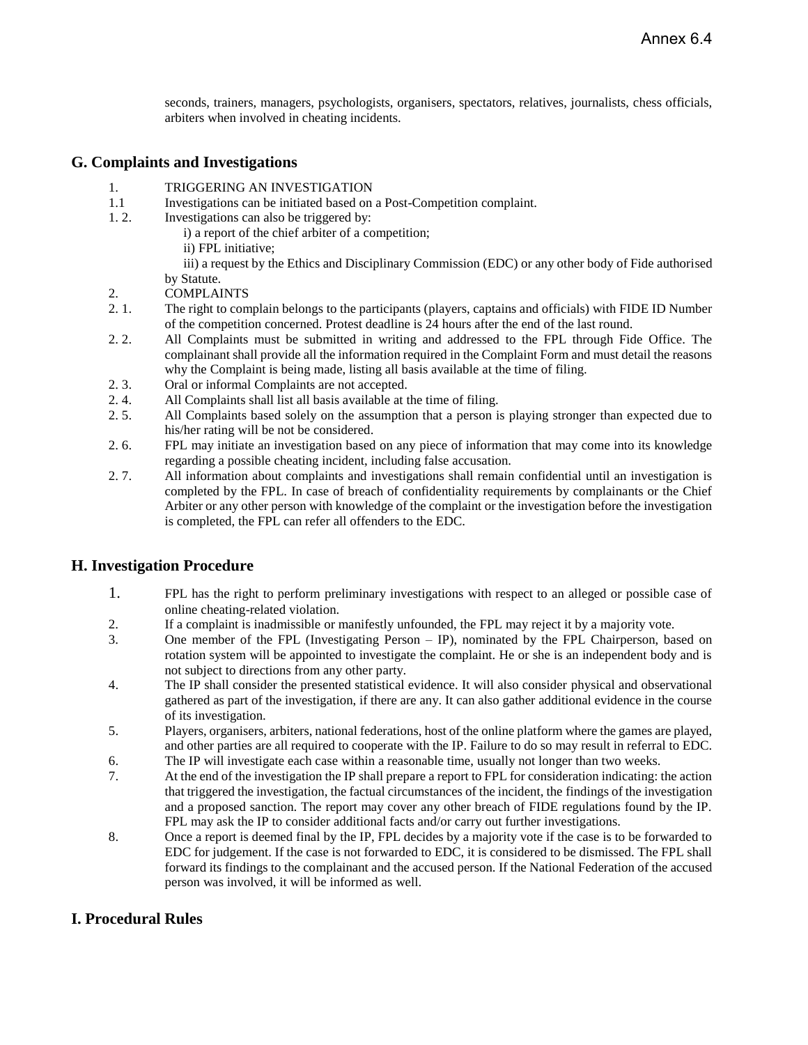seconds, trainers, managers, psychologists, organisers, spectators, relatives, journalists, chess officials, arbiters when involved in cheating incidents.

## G. Complaints and Investigations

1. TRIGGERING AN INVESTIGATION

1.1 Investigations can be initiated based on a Post-Competition complaint.

1. 2. Investigations can also be triggered by:

   i) a report of the chief arbiter of a competition;

   ii) FPL initiative;

   iii) a request by the Ethics and Disciplinary Commission (EDC) or any other body of Fide authorised by Statute.

2. COMPLAINTS

2. 1. The right to complain belongs to the participants (players, captains and officials) with FIDE ID Number of the competition concerned. Protest deadline is 24 hours after the end of the last round.

2. 2. All Complaints must be submitted in writing and addressed to the FPL through Fide Office. The complainant shall provide all the information required in the Complaint Form and must detail the reasons why the Complaint is being made, listing all basis available at the time of filing.

2. 3. Oral or informal Complaints are not accepted.

2. 4. All Complaints shall list all basis available at the time of filing.

2. 5. All Complaints based solely on the assumption that a person is playing stronger than expected due to his/her rating will be not be considered.

2. 6. FPL may initiate an investigation based on any piece of information that may come into its knowledge regarding a possible cheating incident, including false accusation.

2. 7. All information about complaints and investigations shall remain confidential until an investigation is completed by the FPL. In case of breach of confidentiality requirements by complainants or the Chief Arbiter or any other person with knowledge of the complaint or the investigation before the investigation is completed, the FPL can refer all offenders to the EDC.

## H. Investigation Procedure

1. FPL has the right to perform preliminary investigations with respect to an alleged or possible case of online cheating-related violation.
2. If a complaint is inadmissible or manifestly unfounded, the FPL may reject it by a majority vote.
3. One member of the FPL (Investigating Person – IP), nominated by the FPL Chairperson, based on rotation system will be appointed to investigate the complaint. He or she is an independent body and is not subject to directions from any other party.
4. The IP shall consider the presented statistical evidence. It will also consider physical and observational gathered as part of the investigation, if there are any. It can also gather additional evidence in the course of its investigation.
5. Players, organisers, arbiters, national federations, host of the online platform where the games are played, and other parties are all required to cooperate with the IP. Failure to do so may result in referral to EDC.
6. The IP will investigate each case within a reasonable time, usually not longer than two weeks.
7. At the end of the investigation the IP shall prepare a report to FPL for consideration indicating: the action that triggered the investigation, the factual circumstances of the incident, the findings of the investigation and a proposed sanction. The report may cover any other breach of FIDE regulations found by the IP. FPL may ask the IP to consider additional facts and/or carry out further investigations.
8. Once a report is deemed final by the IP, FPL decides by a majority vote if the case is to be forwarded to EDC for judgement. If the case is not forwarded to EDC, it is considered to be dismissed. The FPL shall forward its findings to the complainant and the accused person. If the National Federation of the accused person was involved, it will be informed as well.

## I. Procedural Rules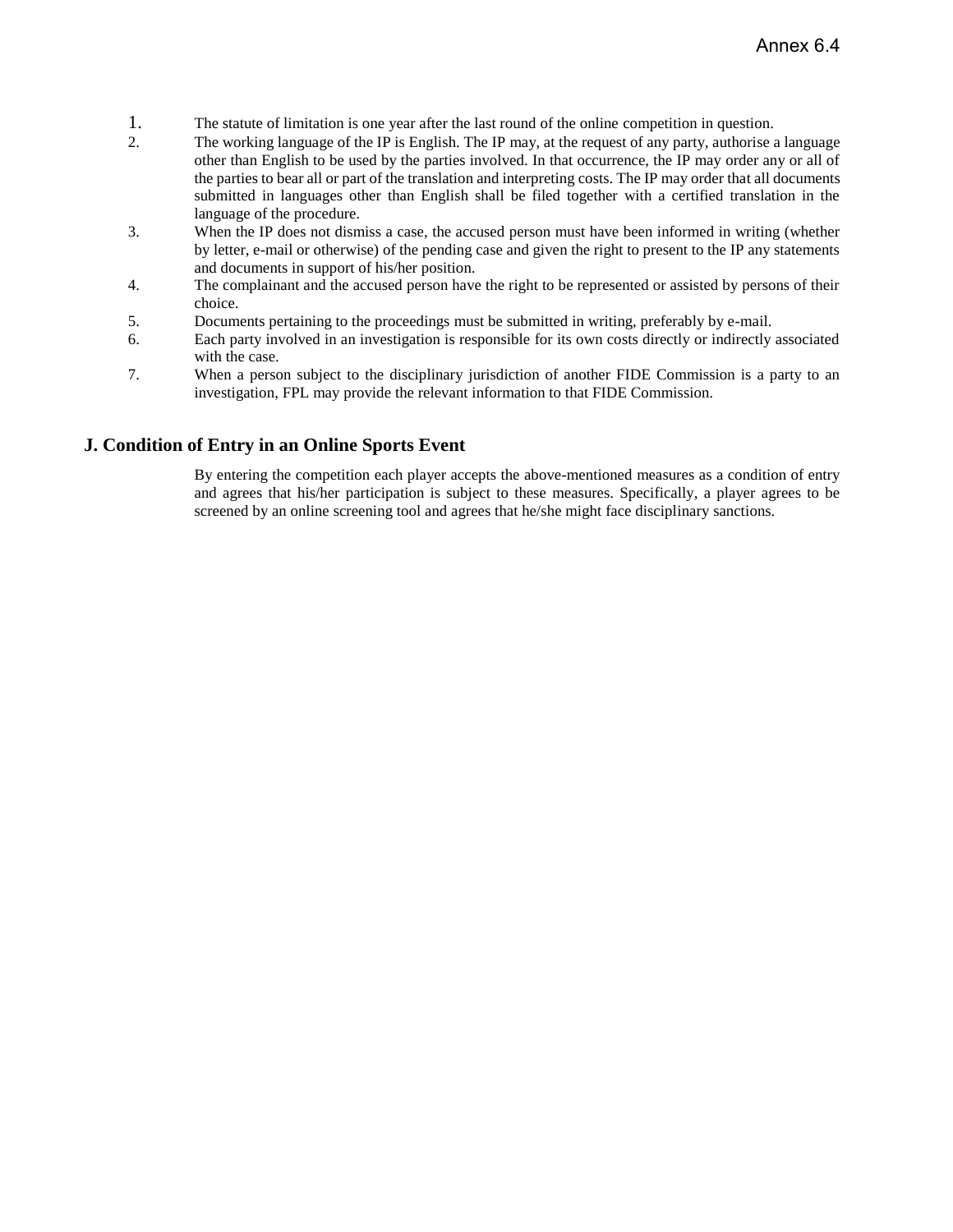1. The statute of limitation is one year after the last round of the online competition in question.
2. The working language of the IP is English. The IP may, at the request of any party, authorise a language other than English to be used by the parties involved. In that occurrence, the IP may order any or all of the parties to bear all or part of the translation and interpreting costs. The IP may order that all documents submitted in languages other than English shall be filed together with a certified translation in the language of the procedure.
3. When the IP does not dismiss a case, the accused person must have been informed in writing (whether by letter, e-mail or otherwise) of the pending case and given the right to present to the IP any statements and documents in support of his/her position.
4. The complainant and the accused person have the right to be represented or assisted by persons of their choice.
5. Documents pertaining to the proceedings must be submitted in writing, preferably by e-mail.
6. Each party involved in an investigation is responsible for its own costs directly or indirectly associated with the case.
7. When a person subject to the disciplinary jurisdiction of another FIDE Commission is a party to an investigation, FPL may provide the relevant information to that FIDE Commission.

## J. Condition of Entry in an Online Sports Event

By entering the competition each player accepts the above-mentioned measures as a condition of entry and agrees that his/her participation is subject to these measures. Specifically, a player agrees to be screened by an online screening tool and agrees that he/she might face disciplinary sanctions.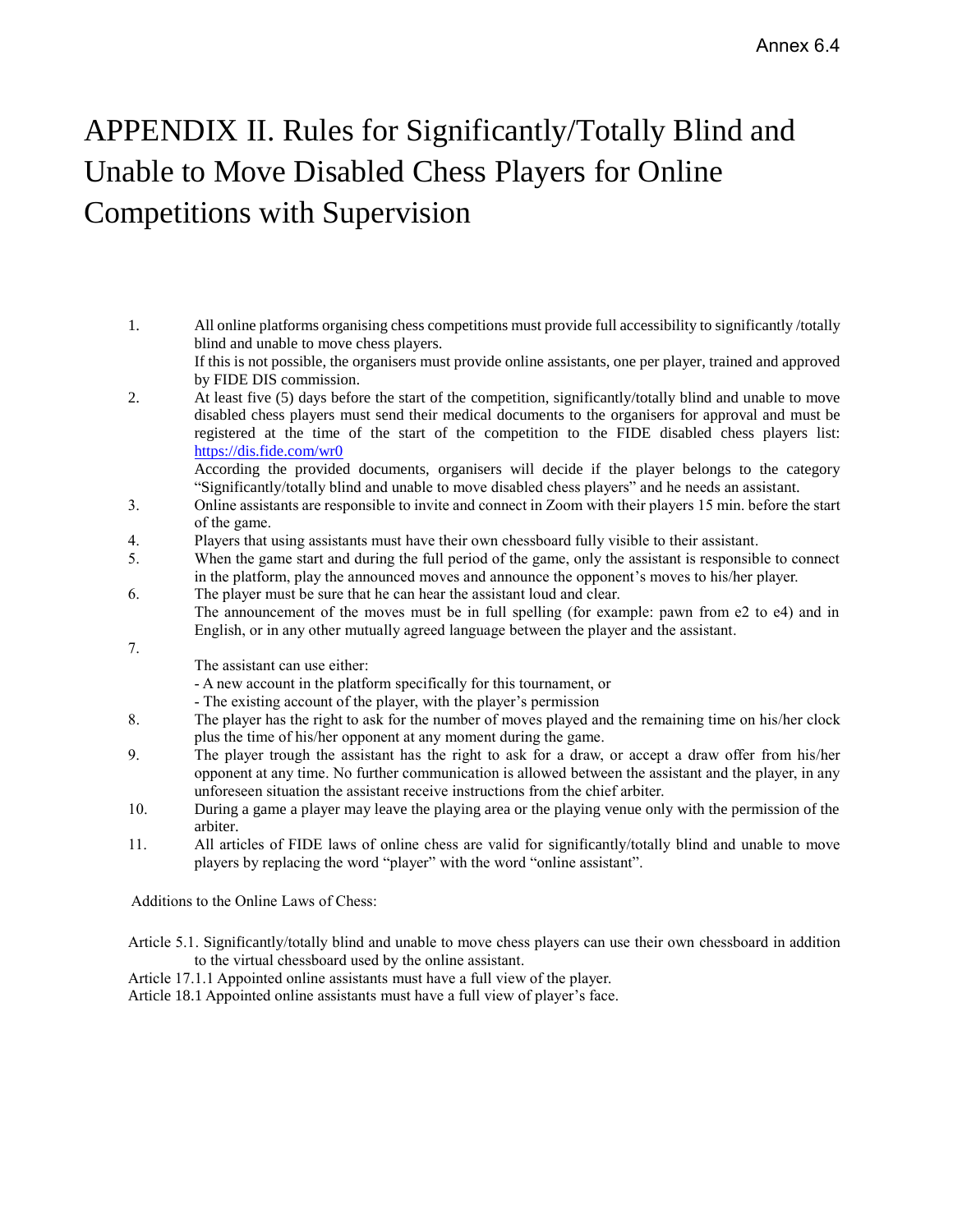Annex 6.4

# APPENDIX II. Rules for Significantly/Totally Blind and Unable to Move Disabled Chess Players for Online Competitions with Supervision

1. All online platforms organising chess competitions must provide full accessibility to significantly /totally blind and unable to move chess players.
   If this is not possible, the organisers must provide online assistants, one per player, trained and approved by FIDE DIS commission.
2. At least five (5) days before the start of the competition, significantly/totally blind and unable to move disabled chess players must send their medical documents to the organisers for approval and must be registered at the time of the start of the competition to the FIDE disabled chess players list: https://dis.fide.com/wr0
   According the provided documents, organisers will decide if the player belongs to the category "Significantly/totally blind and unable to move disabled chess players" and he needs an assistant.
3. Online assistants are responsible to invite and connect in Zoom with their players 15 min. before the start of the game.
4. Players that using assistants must have their own chessboard fully visible to their assistant.
5. When the game start and during the full period of the game, only the assistant is responsible to connect in the platform, play the announced moves and announce the opponent's moves to his/her player.
6. The player must be sure that he can hear the assistant loud and clear.
   The announcement of the moves must be in full spelling (for example: pawn from e2 to e4) and in English, or in any other mutually agreed language between the player and the assistant.
7. The assistant can use either:
   - A new account in the platform specifically for this tournament, or
   - The existing account of the player, with the player's permission
8. The player has the right to ask for the number of moves played and the remaining time on his/her clock plus the time of his/her opponent at any moment during the game.
9. The player trough the assistant has the right to ask for a draw, or accept a draw offer from his/her opponent at any time. No further communication is allowed between the assistant and the player, in any unforeseen situation the assistant receive instructions from the chief arbiter.
10. During a game a player may leave the playing area or the playing venue only with the permission of the arbiter.
11. All articles of FIDE laws of online chess are valid for significantly/totally blind and unable to move players by replacing the word "player" with the word "online assistant".

Additions to the Online Laws of Chess:

Article 5.1. Significantly/totally blind and unable to move chess players can use their own chessboard in addition to the virtual chessboard used by the online assistant.

Article 17.1.1 Appointed online assistants must have a full view of the player.

Article 18.1 Appointed online assistants must have a full view of player's face.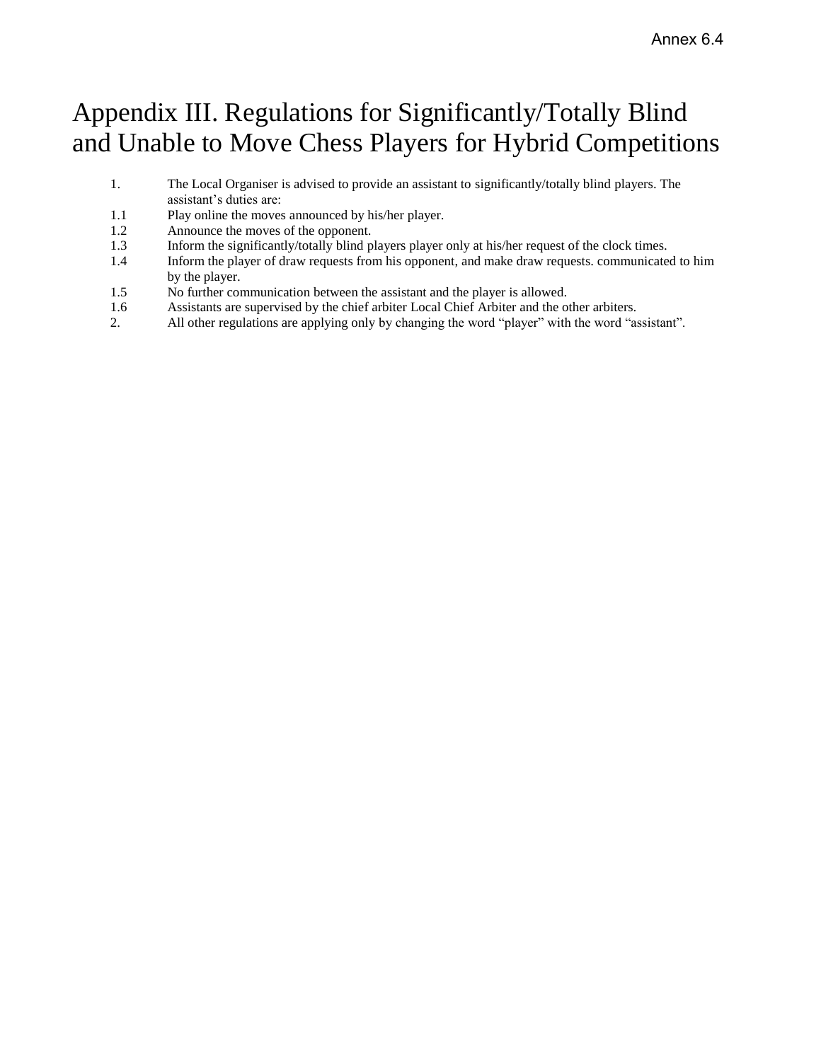Annex 6.4

# Appendix III. Regulations for Significantly/Totally Blind and Unable to Move Chess Players for Hybrid Competitions

1. The Local Organiser is advised to provide an assistant to significantly/totally blind players. The assistant's duties are:

1.1 Play online the moves announced by his/her player.

1.2 Announce the moves of the opponent.

1.3 Inform the significantly/totally blind players player only at his/her request of the clock times.

1.4 Inform the player of draw requests from his opponent, and make draw requests. communicated to him by the player.

1.5 No further communication between the assistant and the player is allowed.

1.6 Assistants are supervised by the chief arbiter Local Chief Arbiter and the other arbiters.

2. All other regulations are applying only by changing the word "player" with the word "assistant".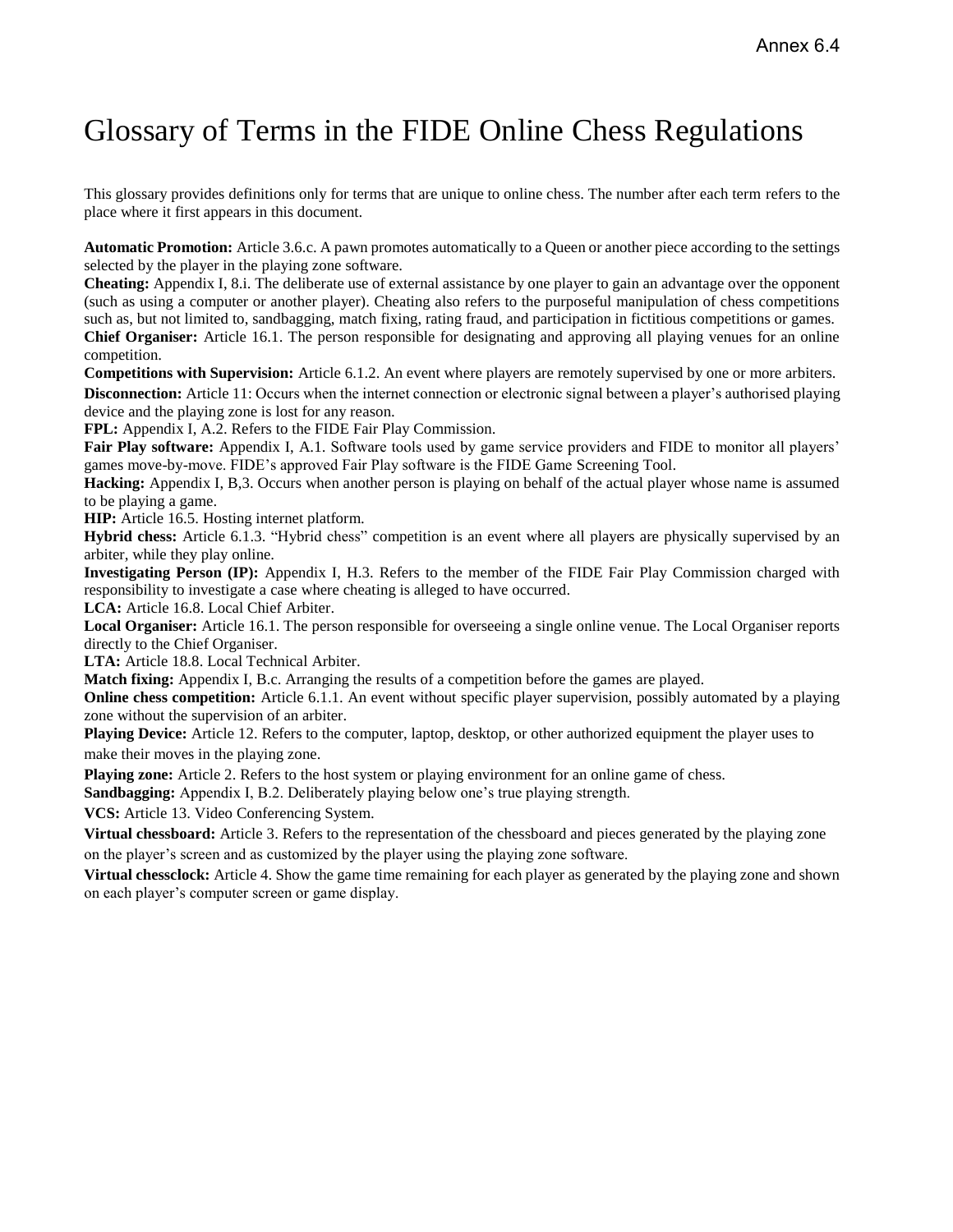Annex 6.4

# Glossary of Terms in the FIDE Online Chess Regulations

This glossary provides definitions only for terms that are unique to online chess. The number after each term refers to the place where it first appears in this document.

**Automatic Promotion:** Article 3.6.c. A pawn promotes automatically to a Queen or another piece according to the settings selected by the player in the playing zone software.

**Cheating:** Appendix I, 8.i. The deliberate use of external assistance by one player to gain an advantage over the opponent (such as using a computer or another player). Cheating also refers to the purposeful manipulation of chess competitions such as, but not limited to, sandbagging, match fixing, rating fraud, and participation in fictitious competitions or games.

**Chief Organiser:** Article 16.1. The person responsible for designating and approving all playing venues for an online competition.

**Competitions with Supervision:** Article 6.1.2. An event where players are remotely supervised by one or more arbiters.

**Disconnection:** Article 11: Occurs when the internet connection or electronic signal between a player's authorised playing device and the playing zone is lost for any reason.

**FPL:** Appendix I, A.2. Refers to the FIDE Fair Play Commission.

**Fair Play software:** Appendix I, A.1. Software tools used by game service providers and FIDE to monitor all players' games move-by-move. FIDE's approved Fair Play software is the FIDE Game Screening Tool.

**Hacking:** Appendix I, B,3. Occurs when another person is playing on behalf of the actual player whose name is assumed to be playing a game.

**HIP:** Article 16.5. Hosting internet platform.

**Hybrid chess:** Article 6.1.3. "Hybrid chess" competition is an event where all players are physically supervised by an arbiter, while they play online.

**Investigating Person (IP):** Appendix I, H.3. Refers to the member of the FIDE Fair Play Commission charged with responsibility to investigate a case where cheating is alleged to have occurred.

**LCA:** Article 16.8. Local Chief Arbiter.

**Local Organiser:** Article 16.1. The person responsible for overseeing a single online venue. The Local Organiser reports directly to the Chief Organiser.

**LTA:** Article 18.8. Local Technical Arbiter.

**Match fixing:** Appendix I, B.c. Arranging the results of a competition before the games are played.

**Online chess competition:** Article 6.1.1. An event without specific player supervision, possibly automated by a playing zone without the supervision of an arbiter.

**Playing Device:** Article 12. Refers to the computer, laptop, desktop, or other authorized equipment the player uses to make their moves in the playing zone.

**Playing zone:** Article 2. Refers to the host system or playing environment for an online game of chess.

**Sandbagging:** Appendix I, B.2. Deliberately playing below one's true playing strength.

**VCS:** Article 13. Video Conferencing System.

**Virtual chessboard:** Article 3. Refers to the representation of the chessboard and pieces generated by the playing zone on the player's screen and as customized by the player using the playing zone software.

**Virtual chessclock:** Article 4. Show the game time remaining for each player as generated by the playing zone and shown on each player's computer screen or game display.